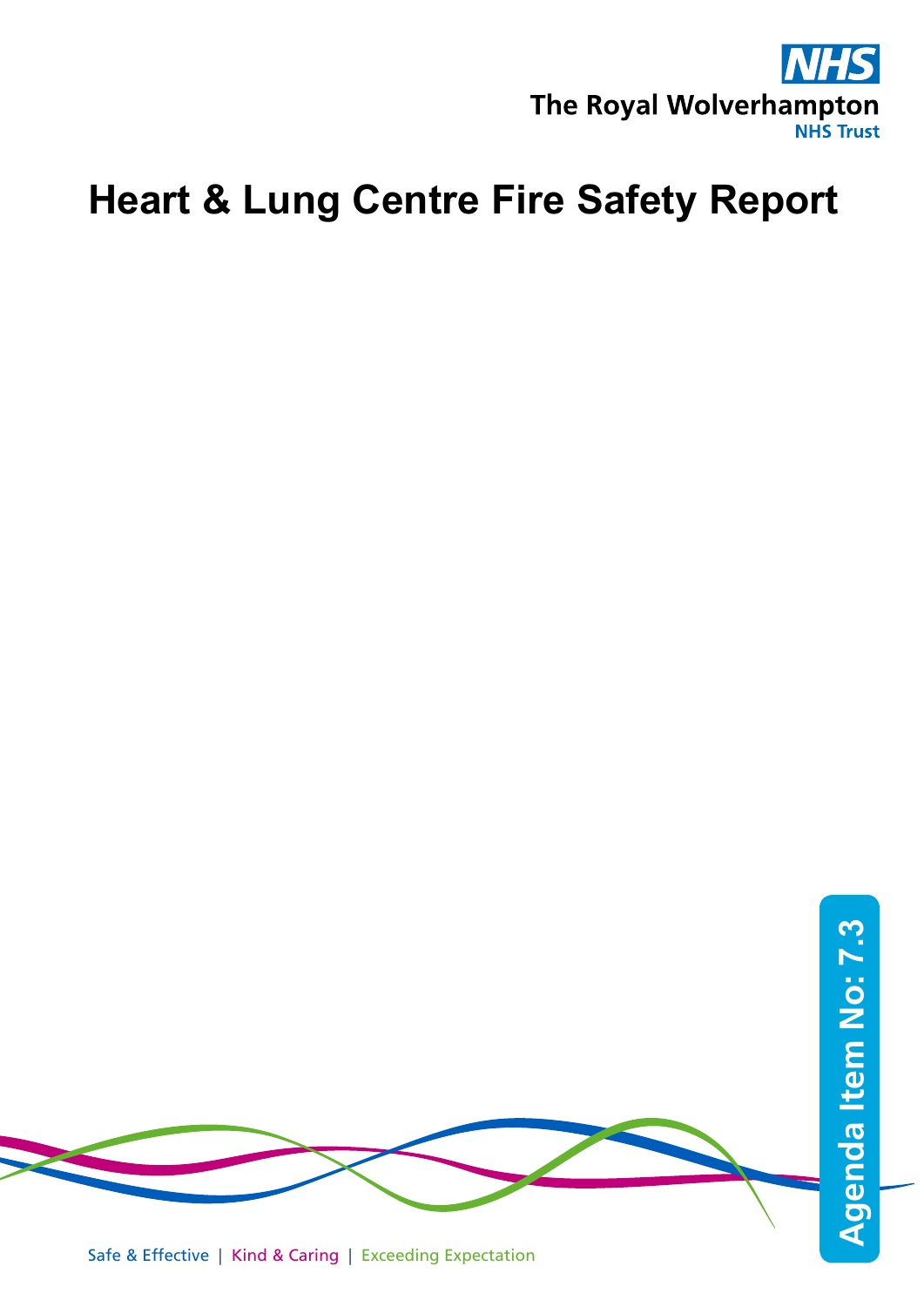NHS

The Royal Wolverhampton
NHS Trust

# Heart & Lung Centre Fire Safety Report

Agenda Item No: 7.3

Safe & Effective | Kind & Caring | Exceeding Expectation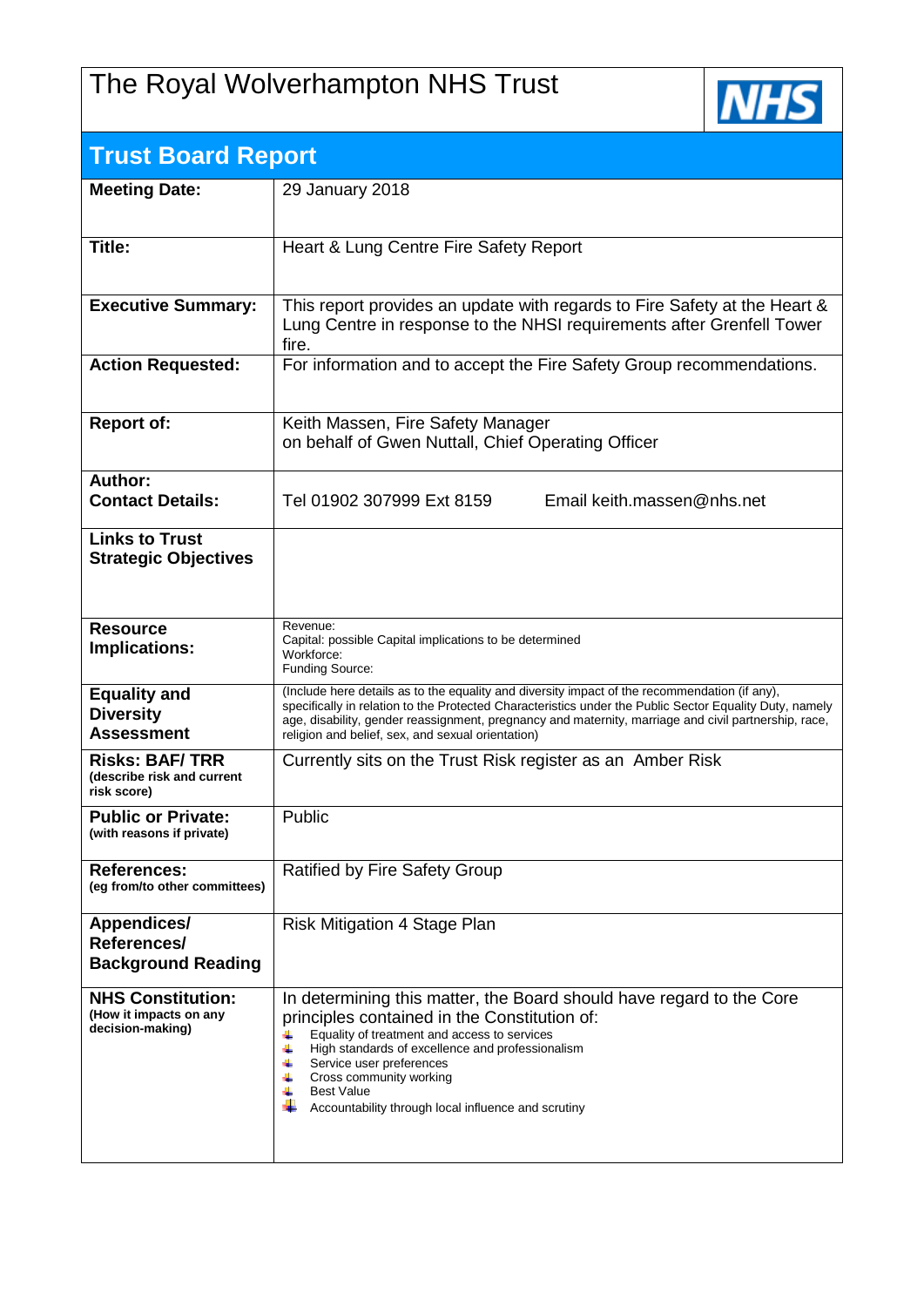# The Royal Wolverhampton NHS Trust

## Trust Board Report

| | |
|---|---|
| **Meeting Date:** | 29 January 2018 |
| **Title:** | Heart & Lung Centre Fire Safety Report |
| **Executive Summary:** | This report provides an update with regards to Fire Safety at the Heart & Lung Centre in response to the NHSI requirements after Grenfell Tower fire. |
| **Action Requested:** | For information and to accept the Fire Safety Group recommendations. |
| **Report of:** | Keith Massen, Fire Safety Manager<br>on behalf of Gwen Nuttall, Chief Operating Officer |
| **Author:**<br>**Contact Details:** | Tel 01902 307999 Ext 8159 Email keith.massen@nhs.net |
| **Links to Trust Strategic Objectives** | |
| **Resource Implications:** | Revenue:<br>Capital: possible Capital implications to be determined<br>Workforce:<br>Funding Source: |
| **Equality and Diversity Assessment** | (Include here details as to the equality and diversity impact of the recommendation (if any), specifically in relation to the Protected Characteristics under the Public Sector Equality Duty, namely age, disability, gender reassignment, pregnancy and maternity, marriage and civil partnership, race, religion and belief, sex, and sexual orientation) |
| **Risks: BAF/ TRR**<br>**(describe risk and current risk score)** | Currently sits on the Trust Risk register as an Amber Risk |
| **Public or Private:**<br>**(with reasons if private)** | Public |
| **References:**<br>**(eg from/to other committees)** | Ratified by Fire Safety Group |
| **Appendices/ References/ Background Reading** | Risk Mitigation 4 Stage Plan |
| **NHS Constitution:**<br>**(How it impacts on any decision-making)** | In determining this matter, the Board should have regard to the Core principles contained in the Constitution of:<br>- Equality of treatment and access to services<br>- High standards of excellence and professionalism<br>- Service user preferences<br>- Cross community working<br>- Best Value<br>- Accountability through local influence and scrutiny |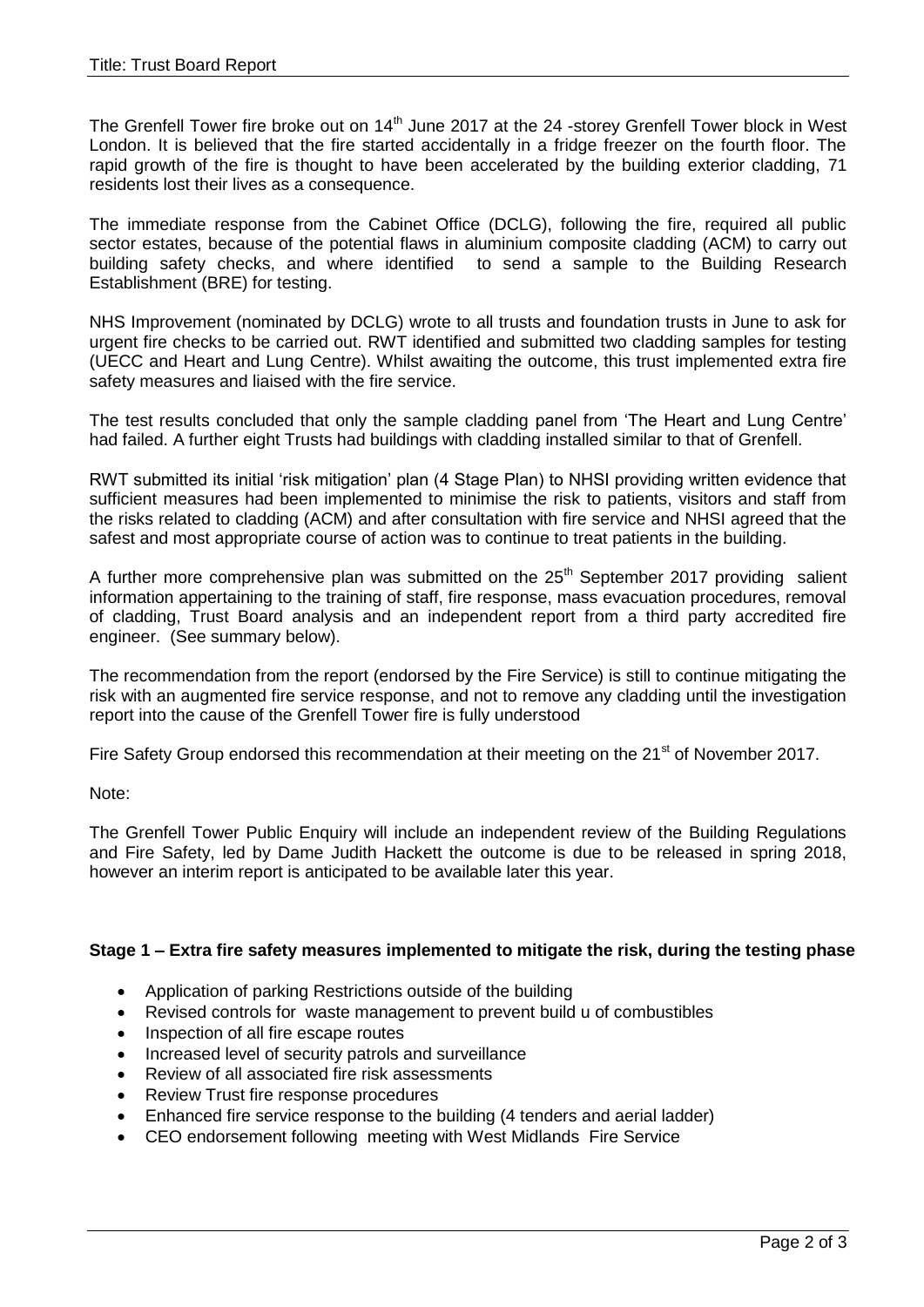Title: Trust Board Report

The Grenfell Tower fire broke out on 14th June 2017 at the 24 -storey Grenfell Tower block in West London. It is believed that the fire started accidentally in a fridge freezer on the fourth floor. The rapid growth of the fire is thought to have been accelerated by the building exterior cladding, 71 residents lost their lives as a consequence.

The immediate response from the Cabinet Office (DCLG), following the fire, required all public sector estates, because of the potential flaws in aluminium composite cladding (ACM) to carry out building safety checks, and where identified to send a sample to the Building Research Establishment (BRE) for testing.

NHS Improvement (nominated by DCLG) wrote to all trusts and foundation trusts in June to ask for urgent fire checks to be carried out. RWT identified and submitted two cladding samples for testing (UECC and Heart and Lung Centre). Whilst awaiting the outcome, this trust implemented extra fire safety measures and liaised with the fire service.

The test results concluded that only the sample cladding panel from 'The Heart and Lung Centre' had failed. A further eight Trusts had buildings with cladding installed similar to that of Grenfell.

RWT submitted its initial 'risk mitigation' plan (4 Stage Plan) to NHSI providing written evidence that sufficient measures had been implemented to minimise the risk to patients, visitors and staff from the risks related to cladding (ACM) and after consultation with fire service and NHSI agreed that the safest and most appropriate course of action was to continue to treat patients in the building.

A further more comprehensive plan was submitted on the 25th September 2017 providing salient information appertaining to the training of staff, fire response, mass evacuation procedures, removal of cladding, Trust Board analysis and an independent report from a third party accredited fire engineer. (See summary below).

The recommendation from the report (endorsed by the Fire Service) is still to continue mitigating the risk with an augmented fire service response, and not to remove any cladding until the investigation report into the cause of the Grenfell Tower fire is fully understood

Fire Safety Group endorsed this recommendation at their meeting on the 21st of November 2017.

Note:

The Grenfell Tower Public Enquiry will include an independent review of the Building Regulations and Fire Safety, led by Dame Judith Hackett the outcome is due to be released in spring 2018, however an interim report is anticipated to be available later this year.

**Stage 1 – Extra fire safety measures implemented to mitigate the risk, during the testing phase**

- Application of parking Restrictions outside of the building
- Revised controls for waste management to prevent build u of combustibles
- Inspection of all fire escape routes
- Increased level of security patrols and surveillance
- Review of all associated fire risk assessments
- Review Trust fire response procedures
- Enhanced fire service response to the building (4 tenders and aerial ladder)
- CEO endorsement following meeting with West Midlands Fire Service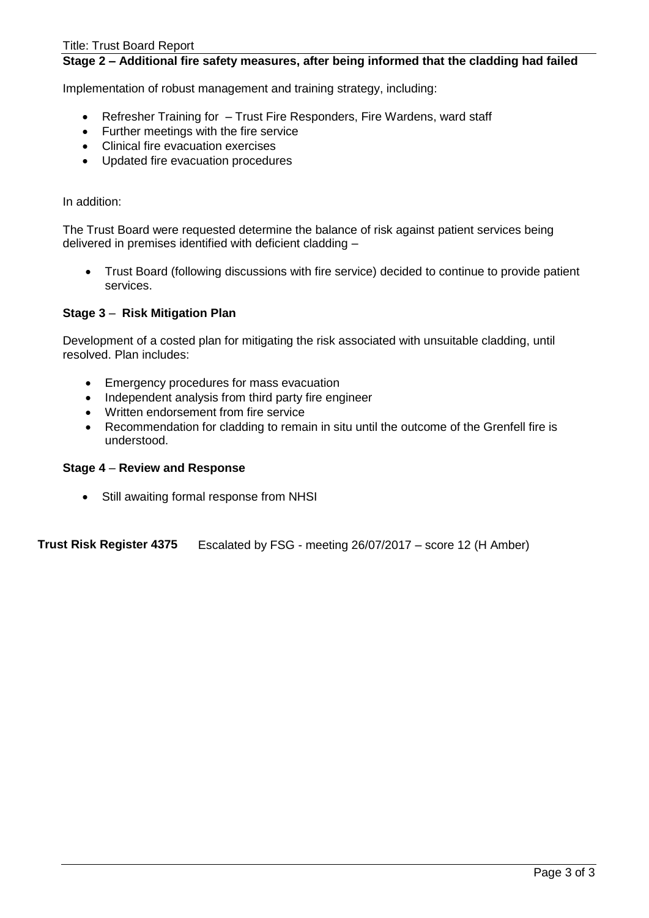### Stage 2 – Additional fire safety measures, after being informed that the cladding had failed

Implementation of robust management and training strategy, including:

- Refresher Training for – Trust Fire Responders, Fire Wardens, ward staff
- Further meetings with the fire service
- Clinical fire evacuation exercises
- Updated fire evacuation procedures

In addition:

The Trust Board were requested determine the balance of risk against patient services being delivered in premises identified with deficient cladding –

- Trust Board (following discussions with fire service) decided to continue to provide patient services.

### Stage 3 – Risk Mitigation Plan

Development of a costed plan for mitigating the risk associated with unsuitable cladding, until resolved. Plan includes:

- Emergency procedures for mass evacuation
- Independent analysis from third party fire engineer
- Written endorsement from fire service
- Recommendation for cladding to remain in situ until the outcome of the Grenfell fire is understood.

### Stage 4 – Review and Response

- Still awaiting formal response from NHSI

**Trust Risk Register 4375** Escalated by FSG - meeting 26/07/2017 – score 12 (H Amber)